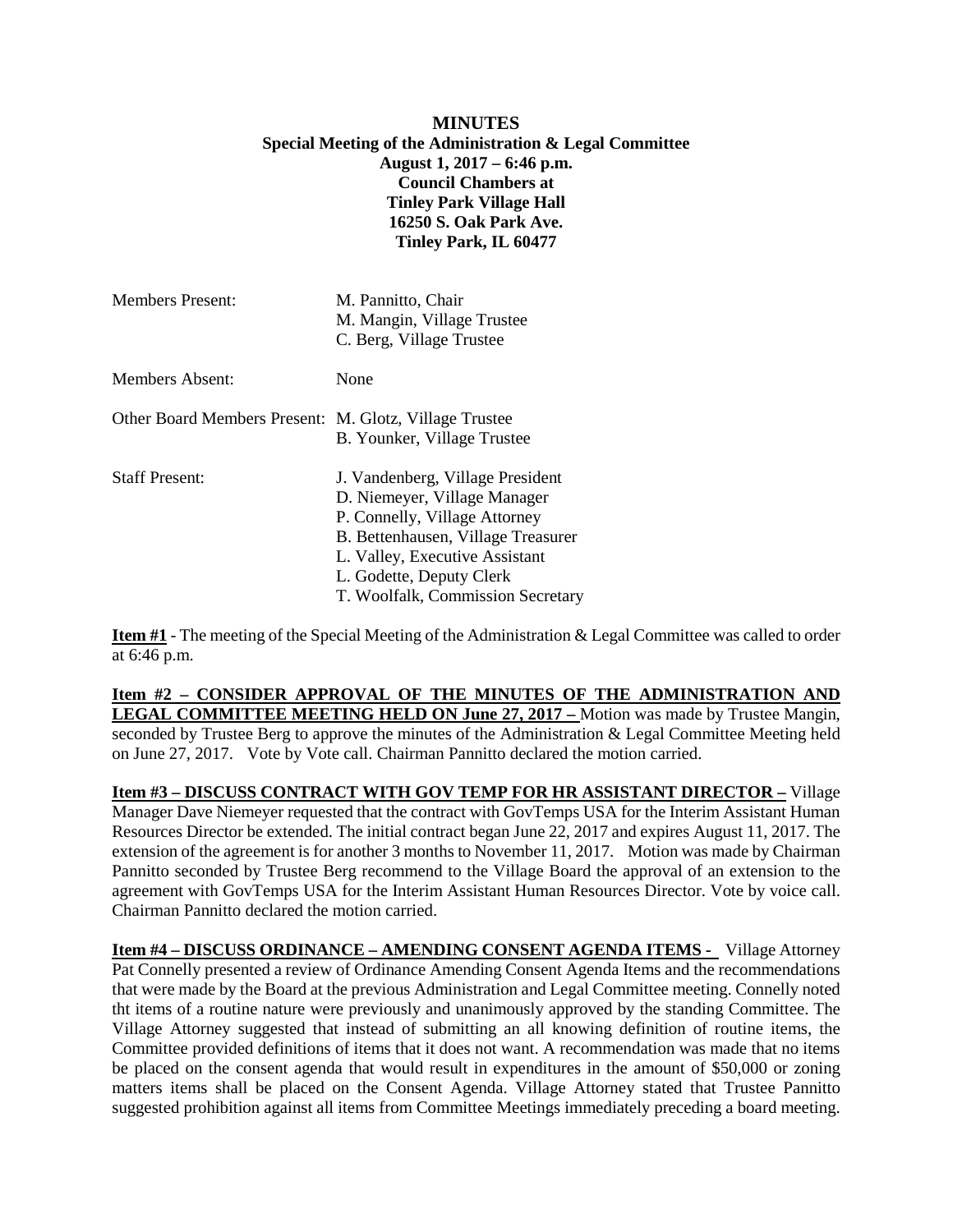**MINUTES**
**Special Meeting of the Administration & Legal Committee**
**August 1, 2017 – 6:46 p.m.**
**Council Chambers at**
**Tinley Park Village Hall**
**16250 S. Oak Park Ave.**
**Tinley Park, IL 60477**

| | |
|---|---|
| Members Present: | M. Pannitto, Chair<br>M. Mangin, Village Trustee<br>C. Berg, Village Trustee |
| Members Absent: | None |
| Other Board Members Present: | M. Glotz, Village Trustee<br>B. Younker, Village Trustee |
| Staff Present: | J. Vandenberg, Village President<br>D. Niemeyer, Village Manager<br>P. Connelly, Village Attorney<br>B. Bettenhausen, Village Treasurer<br>L. Valley, Executive Assistant<br>L. Godette, Deputy Clerk<br>T. Woolfalk, Commission Secretary |

**Item #1** - The meeting of the Special Meeting of the Administration & Legal Committee was called to order at 6:46 p.m.

**Item #2 – CONSIDER APPROVAL OF THE MINUTES OF THE ADMINISTRATION AND LEGAL COMMITTEE MEETING HELD ON June 27, 2017 –** Motion was made by Trustee Mangin, seconded by Trustee Berg to approve the minutes of the Administration & Legal Committee Meeting held on June 27, 2017. Vote by Vote call. Chairman Pannitto declared the motion carried.

**Item #3 – DISCUSS CONTRACT WITH GOV TEMP FOR HR ASSISTANT DIRECTOR –** Village Manager Dave Niemeyer requested that the contract with GovTemps USA for the Interim Assistant Human Resources Director be extended. The initial contract began June 22, 2017 and expires August 11, 2017. The extension of the agreement is for another 3 months to November 11, 2017. Motion was made by Chairman Pannitto seconded by Trustee Berg recommend to the Village Board the approval of an extension to the agreement with GovTemps USA for the Interim Assistant Human Resources Director. Vote by voice call. Chairman Pannitto declared the motion carried.

**Item #4 – DISCUSS ORDINANCE – AMENDING CONSENT AGENDA ITEMS -** Village Attorney Pat Connelly presented a review of Ordinance Amending Consent Agenda Items and the recommendations that were made by the Board at the previous Administration and Legal Committee meeting. Connelly noted tht items of a routine nature were previously and unanimously approved by the standing Committee. The Village Attorney suggested that instead of submitting an all knowing definition of routine items, the Committee provided definitions of items that it does not want. A recommendation was made that no items be placed on the consent agenda that would result in expenditures in the amount of $50,000 or zoning matters items shall be placed on the Consent Agenda. Village Attorney stated that Trustee Pannitto suggested prohibition against all items from Committee Meetings immediately preceding a board meeting.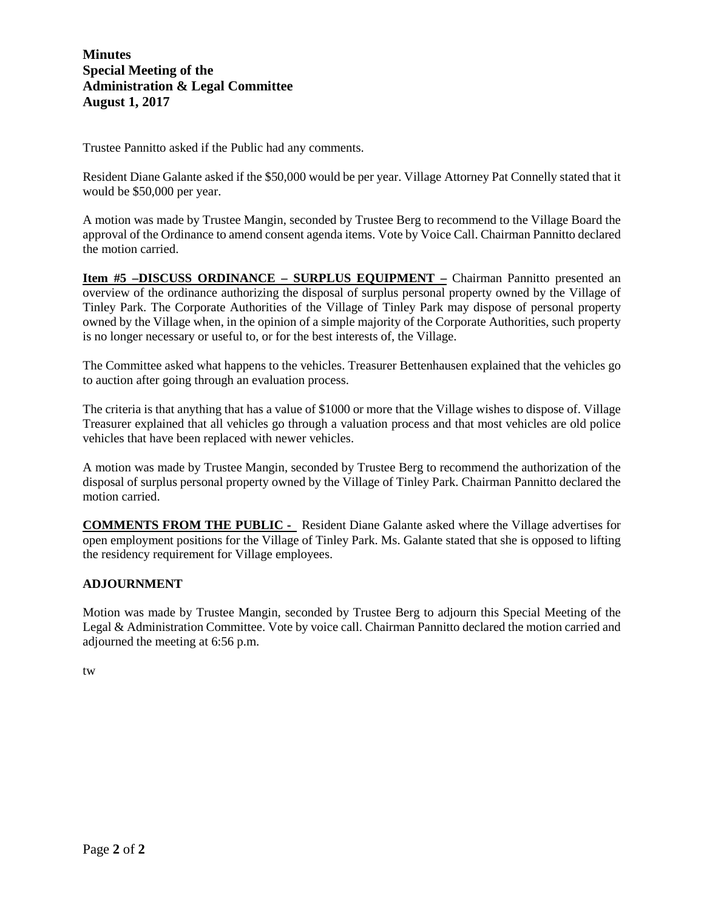**Minutes**
**Special Meeting of the**
**Administration & Legal Committee**
**August 1, 2017**

Trustee Pannitto asked if the Public had any comments.

Resident Diane Galante asked if the $50,000 would be per year. Village Attorney Pat Connelly stated that it would be $50,000 per year.

A motion was made by Trustee Mangin, seconded by Trustee Berg to recommend to the Village Board the approval of the Ordinance to amend consent agenda items. Vote by Voice Call. Chairman Pannitto declared the motion carried.

**Item #5 –DISCUSS ORDINANCE – SURPLUS EQUIPMENT –** Chairman Pannitto presented an overview of the ordinance authorizing the disposal of surplus personal property owned by the Village of Tinley Park. The Corporate Authorities of the Village of Tinley Park may dispose of personal property owned by the Village when, in the opinion of a simple majority of the Corporate Authorities, such property is no longer necessary or useful to, or for the best interests of, the Village.

The Committee asked what happens to the vehicles. Treasurer Bettenhausen explained that the vehicles go to auction after going through an evaluation process.

The criteria is that anything that has a value of $1000 or more that the Village wishes to dispose of. Village Treasurer explained that all vehicles go through a valuation process and that most vehicles are old police vehicles that have been replaced with newer vehicles.

A motion was made by Trustee Mangin, seconded by Trustee Berg to recommend the authorization of the disposal of surplus personal property owned by the Village of Tinley Park. Chairman Pannitto declared the motion carried.

**COMMENTS FROM THE PUBLIC -** Resident Diane Galante asked where the Village advertises for open employment positions for the Village of Tinley Park. Ms. Galante stated that she is opposed to lifting the residency requirement for Village employees.

**ADJOURNMENT**

Motion was made by Trustee Mangin, seconded by Trustee Berg to adjourn this Special Meeting of the Legal & Administration Committee. Vote by voice call. Chairman Pannitto declared the motion carried and adjourned the meeting at 6:56 p.m.

tw